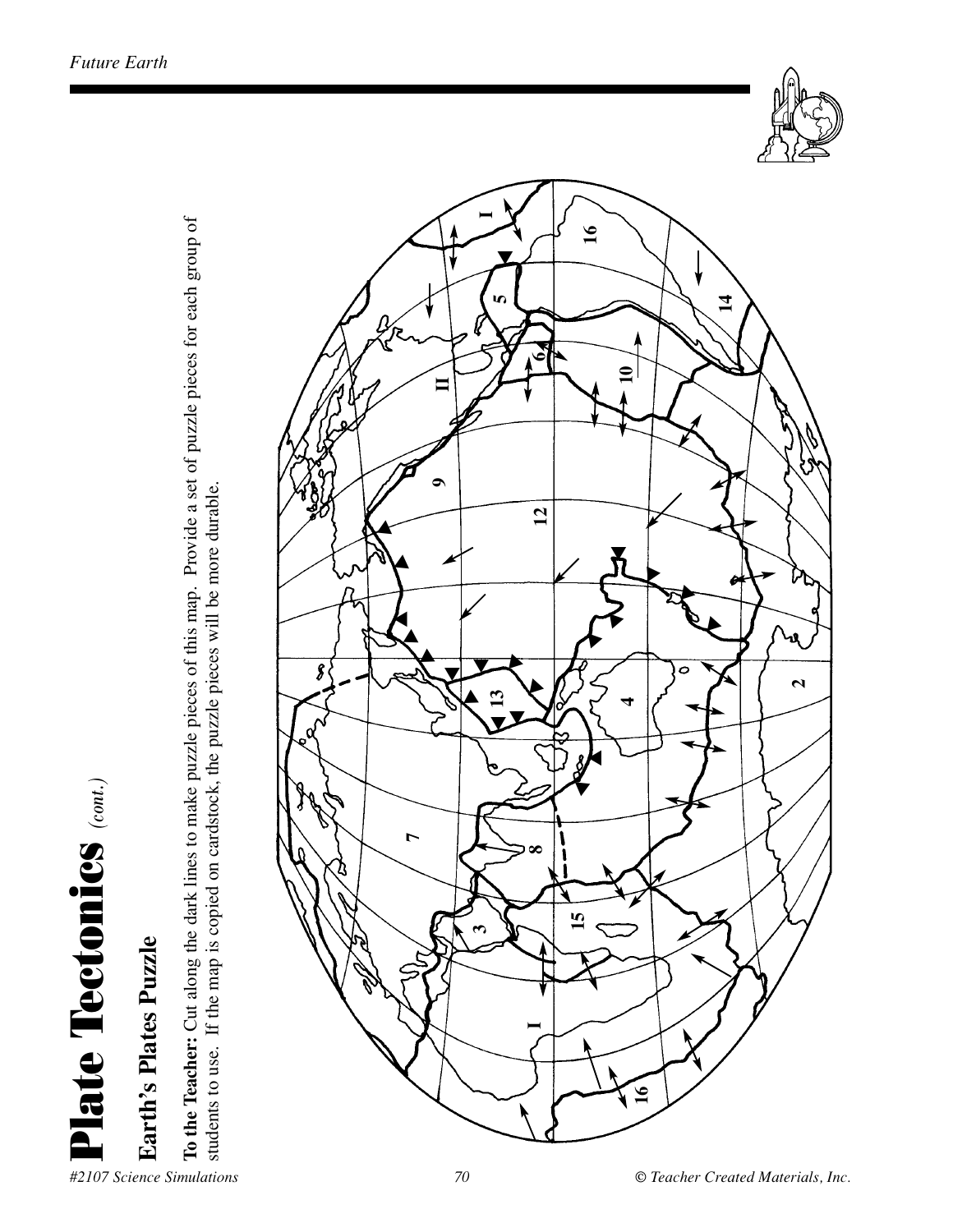# Plate Tectonics *(cont.)*

## Earth's Plates Puzzle

**To the Teacher:** Cut along the dark lines to make puzzle pieces of this map. Provide a set of puzzle pieces for each group of students to use. If the map is copied on cardstock, the puzzle pieces will be more durable.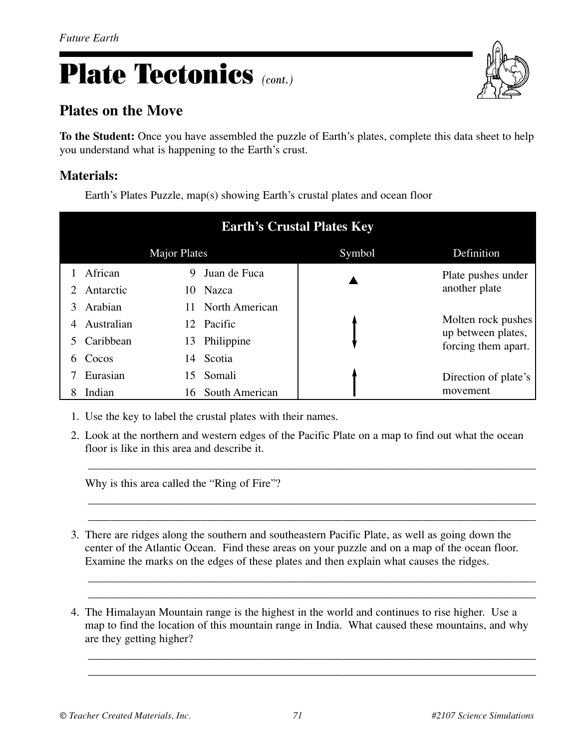# Plate Tectonics *(cont.)*

## Plates on the Move

**To the Student:** Once you have assembled the puzzle of Earth's plates, complete this data sheet to help you understand what is happening to the Earth's crust.

### Materials:

Earth's Plates Puzzle, map(s) showing Earth's crustal plates and ocean floor

| Earth's Crustal Plates Key | | | |
|---|---|---|---|
| Major Plates | | Symbol | Definition |
| 1 African | 9 Juan de Fuca | ▲ | Plate pushes under another plate |
| 2 Antarctic | 10 Nazca | | |
| 3 Arabian | 11 North American | | |
| 4 Australian | 12 Pacific | ↕ | Molten rock pushes up between plates, forcing them apart. |
| 5 Caribbean | 13 Philippine | | |
| 6 Cocos | 14 Scotia | | |
| 7 Eurasian | 15 Somali | ↑ | Direction of plate's movement |
| 8 Indian | 16 South American | | |

1. Use the key to label the crustal plates with their names.
2. Look at the northern and western edges of the Pacific Plate on a map to find out what the ocean floor is like in this area and describe it.

   ______________________________________________________________________

   Why is this area called the "Ring of Fire"?

   ______________________________________________________________________

   ______________________________________________________________________

3. There are ridges along the southern and southeastern Pacific Plate, as well as going down the center of the Atlantic Ocean. Find these areas on your puzzle and on a map of the ocean floor. Examine the marks on the edges of these plates and then explain what causes the ridges.

   ______________________________________________________________________

   ______________________________________________________________________

4. The Himalayan Mountain range is the highest in the world and continues to rise higher. Use a map to find the location of this mountain range in India. What caused these mountains, and why are they getting higher?

   ______________________________________________________________________

   ______________________________________________________________________